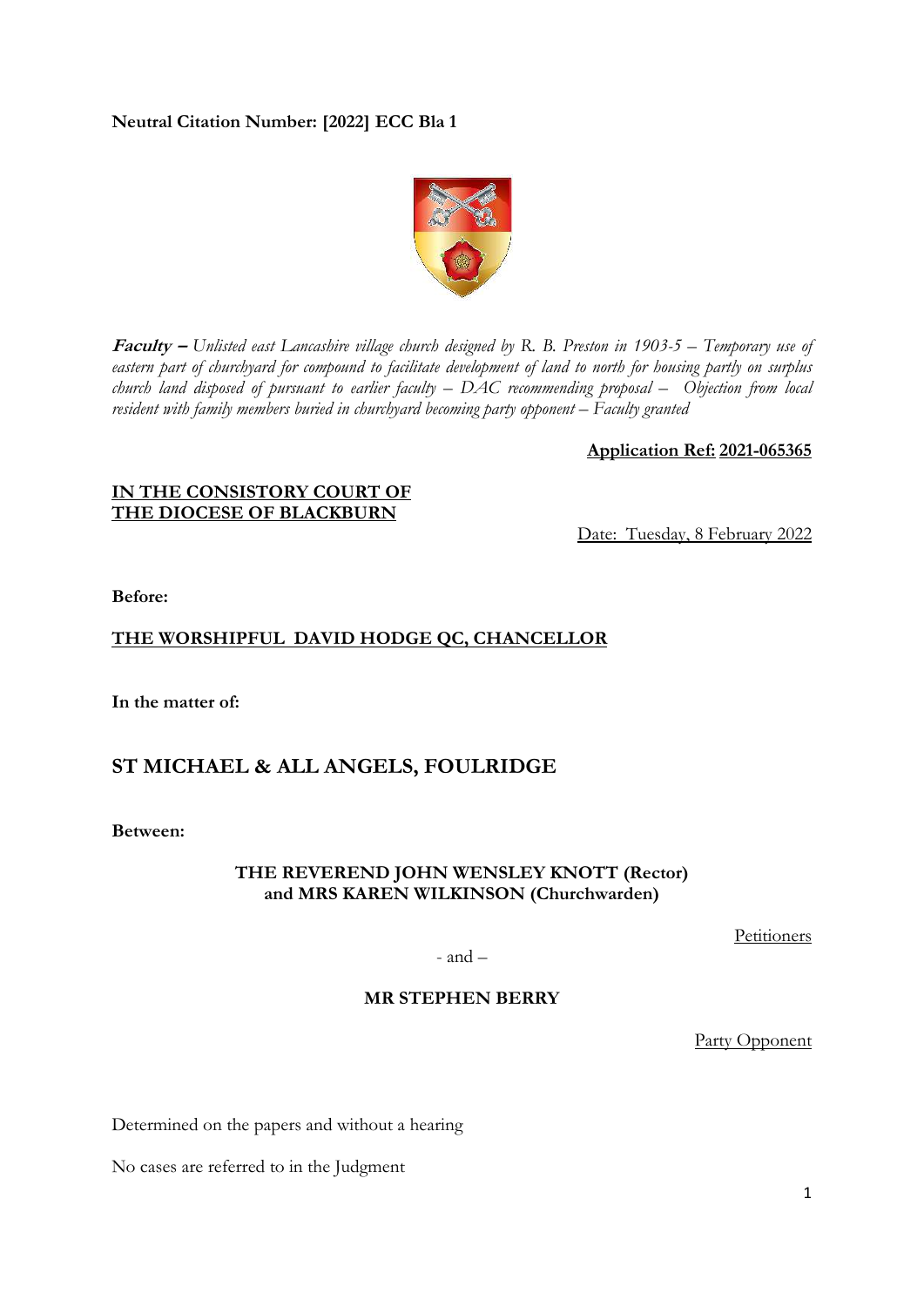**Neutral Citation Number: [2022] ECC Bla 1**

***Faculty –*** *Unlisted east Lancashire village church designed by R. B. Preston in 1903-5 – Temporary use of eastern part of churchyard for compound to facilitate development of land to north for housing partly on surplus church land disposed of pursuant to earlier faculty – DAC recommending proposal – Objection from local resident with family members buried in churchyard becoming party opponent – Faculty granted*

**Application Ref: 2021-065365**

**IN THE CONSISTORY COURT OF THE DIOCESE OF BLACKBURN**

Date: Tuesday, 8 February 2022

**Before:**

**THE WORSHIPFUL DAVID HODGE QC, CHANCELLOR**

**In the matter of:**

## ST MICHAEL & ALL ANGELS, FOULRIDGE

**Between:**

**THE REVEREND JOHN WENSLEY KNOTT (Rector) and MRS KAREN WILKINSON (Churchwarden)**

Petitioners

- and –

**MR STEPHEN BERRY**

Party Opponent

Determined on the papers and without a hearing

No cases are referred to in the Judgment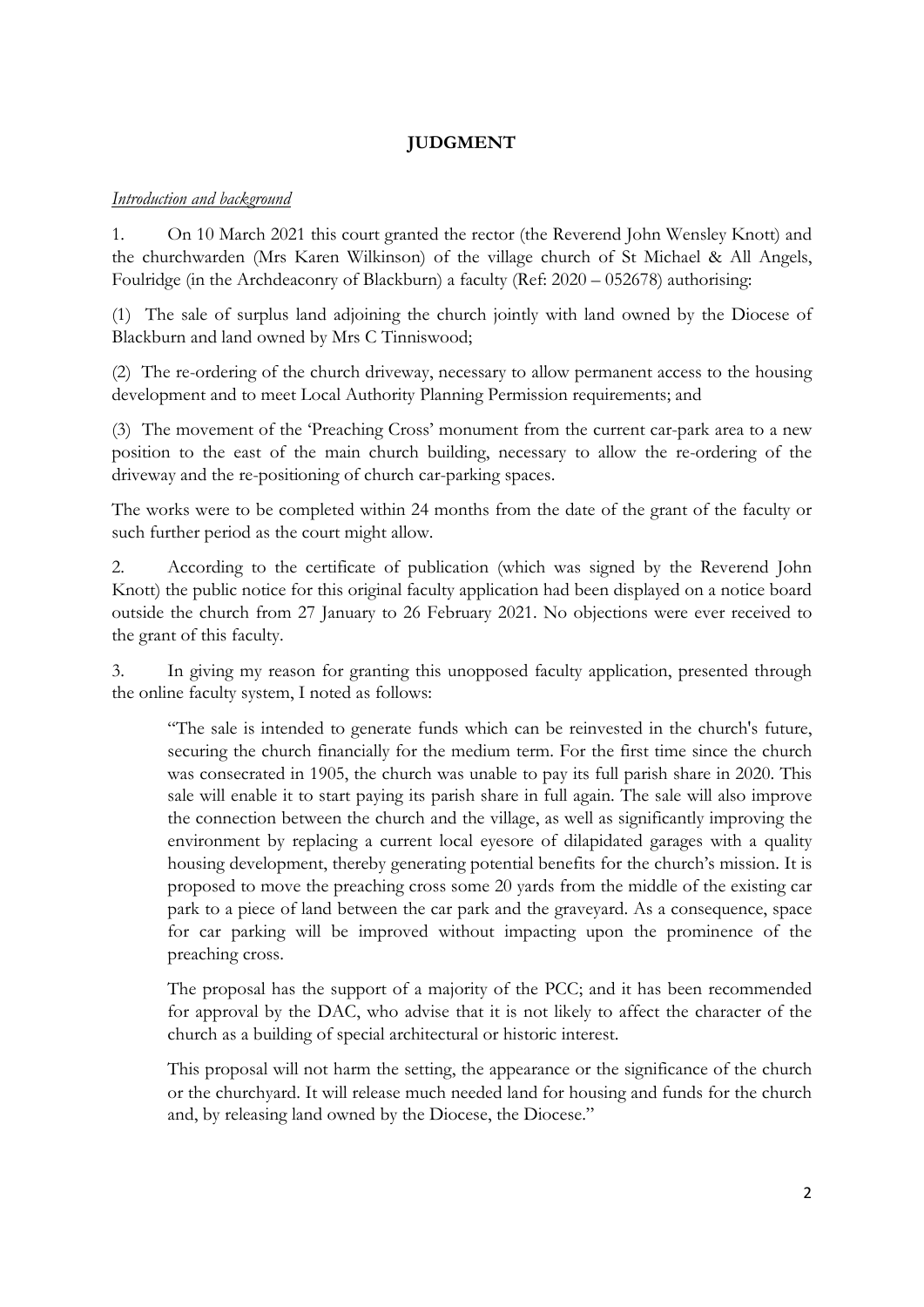## JUDGMENT

*Introduction and background*

1. On 10 March 2021 this court granted the rector (the Reverend John Wensley Knott) and the churchwarden (Mrs Karen Wilkinson) of the village church of St Michael & All Angels, Foulridge (in the Archdeaconry of Blackburn) a faculty (Ref: 2020 – 052678) authorising:

(1) The sale of surplus land adjoining the church jointly with land owned by the Diocese of Blackburn and land owned by Mrs C Tinniswood;

(2) The re-ordering of the church driveway, necessary to allow permanent access to the housing development and to meet Local Authority Planning Permission requirements; and

(3) The movement of the 'Preaching Cross' monument from the current car-park area to a new position to the east of the main church building, necessary to allow the re-ordering of the driveway and the re-positioning of church car-parking spaces.

The works were to be completed within 24 months from the date of the grant of the faculty or such further period as the court might allow.

2. According to the certificate of publication (which was signed by the Reverend John Knott) the public notice for this original faculty application had been displayed on a notice board outside the church from 27 January to 26 February 2021. No objections were ever received to the grant of this faculty.

3. In giving my reason for granting this unopposed faculty application, presented through the online faculty system, I noted as follows:

> "The sale is intended to generate funds which can be reinvested in the church's future, securing the church financially for the medium term. For the first time since the church was consecrated in 1905, the church was unable to pay its full parish share in 2020. This sale will enable it to start paying its parish share in full again. The sale will also improve the connection between the church and the village, as well as significantly improving the environment by replacing a current local eyesore of dilapidated garages with a quality housing development, thereby generating potential benefits for the church's mission. It is proposed to move the preaching cross some 20 yards from the middle of the existing car park to a piece of land between the car park and the graveyard. As a consequence, space for car parking will be improved without impacting upon the prominence of the preaching cross.
>
> The proposal has the support of a majority of the PCC; and it has been recommended for approval by the DAC, who advise that it is not likely to affect the character of the church as a building of special architectural or historic interest.
>
> This proposal will not harm the setting, the appearance or the significance of the church or the churchyard. It will release much needed land for housing and funds for the church and, by releasing land owned by the Diocese, the Diocese."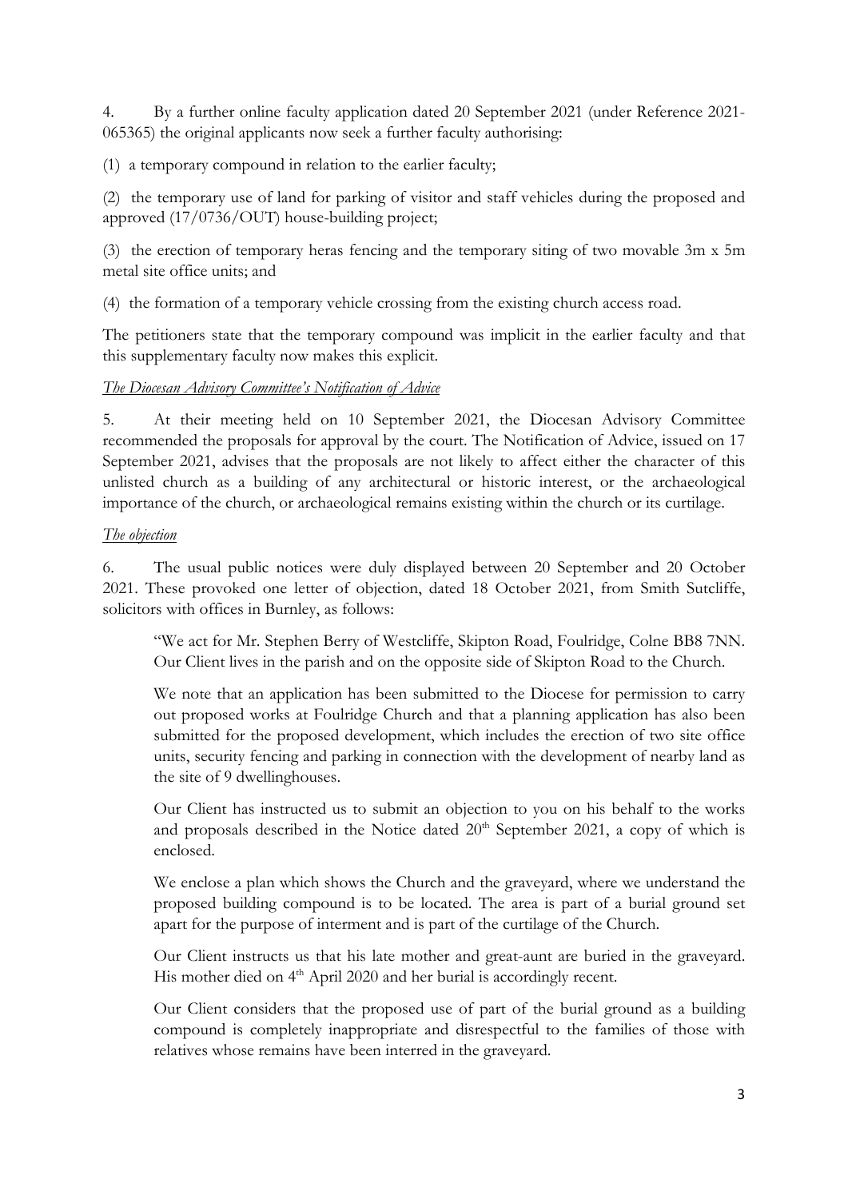4. By a further online faculty application dated 20 September 2021 (under Reference 2021-065365) the original applicants now seek a further faculty authorising:

(1) a temporary compound in relation to the earlier faculty;

(2) the temporary use of land for parking of visitor and staff vehicles during the proposed and approved (17/0736/OUT) house-building project;

(3) the erection of temporary heras fencing and the temporary siting of two movable 3m x 5m metal site office units; and

(4) the formation of a temporary vehicle crossing from the existing church access road.

The petitioners state that the temporary compound was implicit in the earlier faculty and that this supplementary faculty now makes this explicit.

*The Diocesan Advisory Committee's Notification of Advice*

5. At their meeting held on 10 September 2021, the Diocesan Advisory Committee recommended the proposals for approval by the court. The Notification of Advice, issued on 17 September 2021, advises that the proposals are not likely to affect either the character of this unlisted church as a building of any architectural or historic interest, or the archaeological importance of the church, or archaeological remains existing within the church or its curtilage.

*The objection*

6. The usual public notices were duly displayed between 20 September and 20 October 2021. These provoked one letter of objection, dated 18 October 2021, from Smith Sutcliffe, solicitors with offices in Burnley, as follows:

> "We act for Mr. Stephen Berry of Westcliffe, Skipton Road, Foulridge, Colne BB8 7NN. Our Client lives in the parish and on the opposite side of Skipton Road to the Church.
>
> We note that an application has been submitted to the Diocese for permission to carry out proposed works at Foulridge Church and that a planning application has also been submitted for the proposed development, which includes the erection of two site office units, security fencing and parking in connection with the development of nearby land as the site of 9 dwellinghouses.
>
> Our Client has instructed us to submit an objection to you on his behalf to the works and proposals described in the Notice dated 20th September 2021, a copy of which is enclosed.
>
> We enclose a plan which shows the Church and the graveyard, where we understand the proposed building compound is to be located. The area is part of a burial ground set apart for the purpose of interment and is part of the curtilage of the Church.
>
> Our Client instructs us that his late mother and great-aunt are buried in the graveyard. His mother died on 4th April 2020 and her burial is accordingly recent.
>
> Our Client considers that the proposed use of part of the burial ground as a building compound is completely inappropriate and disrespectful to the families of those with relatives whose remains have been interred in the graveyard.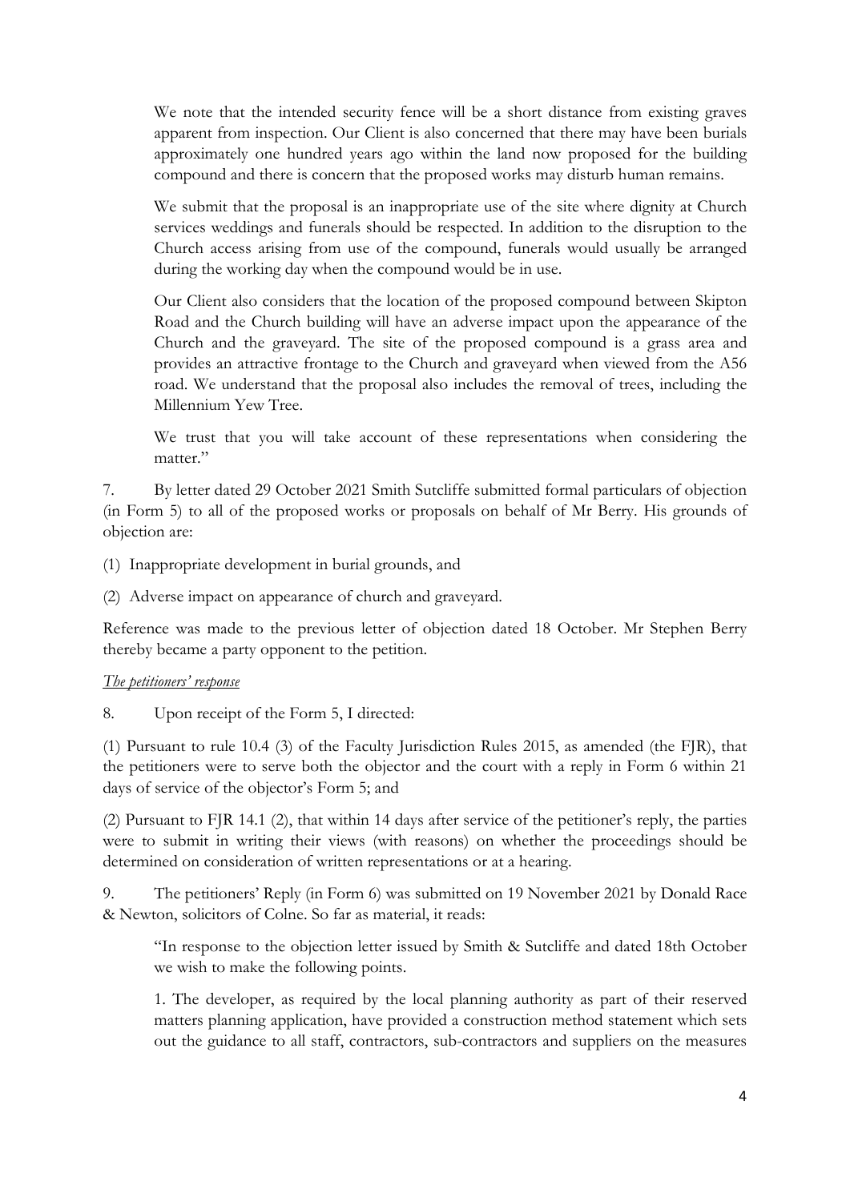We note that the intended security fence will be a short distance from existing graves apparent from inspection. Our Client is also concerned that there may have been burials approximately one hundred years ago within the land now proposed for the building compound and there is concern that the proposed works may disturb human remains.

We submit that the proposal is an inappropriate use of the site where dignity at Church services weddings and funerals should be respected. In addition to the disruption to the Church access arising from use of the compound, funerals would usually be arranged during the working day when the compound would be in use.

Our Client also considers that the location of the proposed compound between Skipton Road and the Church building will have an adverse impact upon the appearance of the Church and the graveyard. The site of the proposed compound is a grass area and provides an attractive frontage to the Church and graveyard when viewed from the A56 road. We understand that the proposal also includes the removal of trees, including the Millennium Yew Tree.

We trust that you will take account of these representations when considering the matter."

7. By letter dated 29 October 2021 Smith Sutcliffe submitted formal particulars of objection (in Form 5) to all of the proposed works or proposals on behalf of Mr Berry. His grounds of objection are:

(1) Inappropriate development in burial grounds, and

(2) Adverse impact on appearance of church and graveyard.

Reference was made to the previous letter of objection dated 18 October. Mr Stephen Berry thereby became a party opponent to the petition.

*The petitioners' response*

8. Upon receipt of the Form 5, I directed:

(1) Pursuant to rule 10.4 (3) of the Faculty Jurisdiction Rules 2015, as amended (the FJR), that the petitioners were to serve both the objector and the court with a reply in Form 6 within 21 days of service of the objector's Form 5; and

(2) Pursuant to FJR 14.1 (2), that within 14 days after service of the petitioner's reply, the parties were to submit in writing their views (with reasons) on whether the proceedings should be determined on consideration of written representations or at a hearing.

9. The petitioners' Reply (in Form 6) was submitted on 19 November 2021 by Donald Race & Newton, solicitors of Colne. So far as material, it reads:

"In response to the objection letter issued by Smith & Sutcliffe and dated 18th October we wish to make the following points.

1. The developer, as required by the local planning authority as part of their reserved matters planning application, have provided a construction method statement which sets out the guidance to all staff, contractors, sub-contractors and suppliers on the measures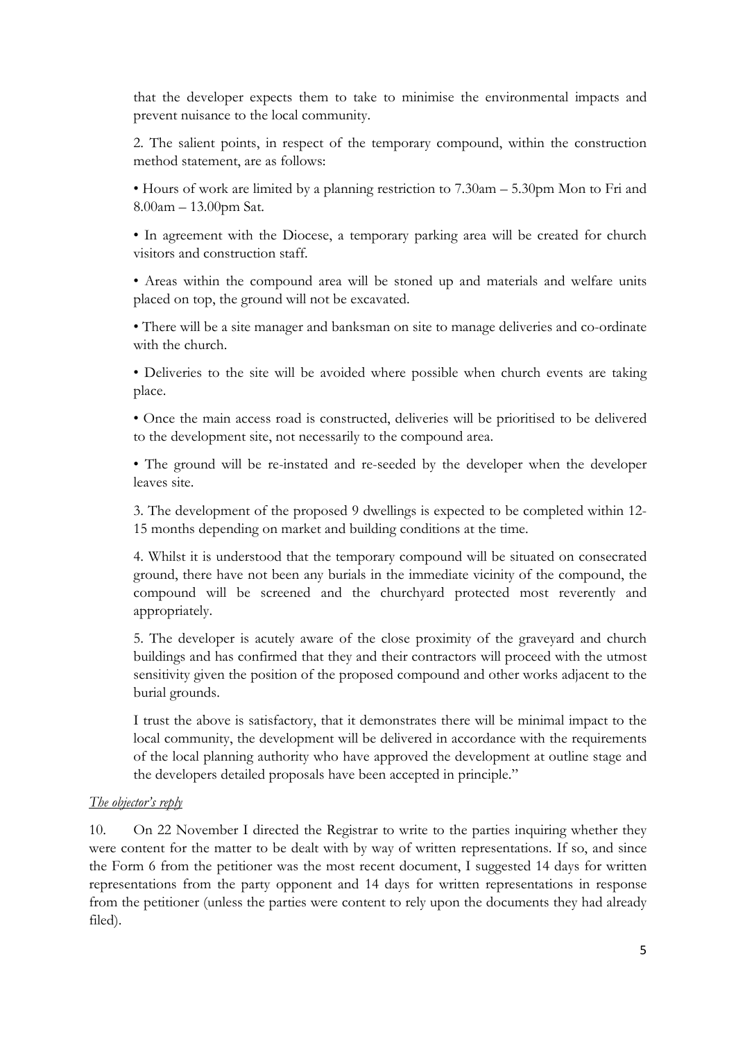that the developer expects them to take to minimise the environmental impacts and prevent nuisance to the local community.

2. The salient points, in respect of the temporary compound, within the construction method statement, are as follows:

• Hours of work are limited by a planning restriction to 7.30am – 5.30pm Mon to Fri and 8.00am – 13.00pm Sat.

• In agreement with the Diocese, a temporary parking area will be created for church visitors and construction staff.

• Areas within the compound area will be stoned up and materials and welfare units placed on top, the ground will not be excavated.

• There will be a site manager and banksman on site to manage deliveries and co-ordinate with the church.

• Deliveries to the site will be avoided where possible when church events are taking place.

• Once the main access road is constructed, deliveries will be prioritised to be delivered to the development site, not necessarily to the compound area.

• The ground will be re-instated and re-seeded by the developer when the developer leaves site.

3. The development of the proposed 9 dwellings is expected to be completed within 12-15 months depending on market and building conditions at the time.

4. Whilst it is understood that the temporary compound will be situated on consecrated ground, there have not been any burials in the immediate vicinity of the compound, the compound will be screened and the churchyard protected most reverently and appropriately.

5. The developer is acutely aware of the close proximity of the graveyard and church buildings and has confirmed that they and their contractors will proceed with the utmost sensitivity given the position of the proposed compound and other works adjacent to the burial grounds.

I trust the above is satisfactory, that it demonstrates there will be minimal impact to the local community, the development will be delivered in accordance with the requirements of the local planning authority who have approved the development at outline stage and the developers detailed proposals have been accepted in principle."

*The objector's reply*

10. On 22 November I directed the Registrar to write to the parties inquiring whether they were content for the matter to be dealt with by way of written representations. If so, and since the Form 6 from the petitioner was the most recent document, I suggested 14 days for written representations from the party opponent and 14 days for written representations in response from the petitioner (unless the parties were content to rely upon the documents they had already filed).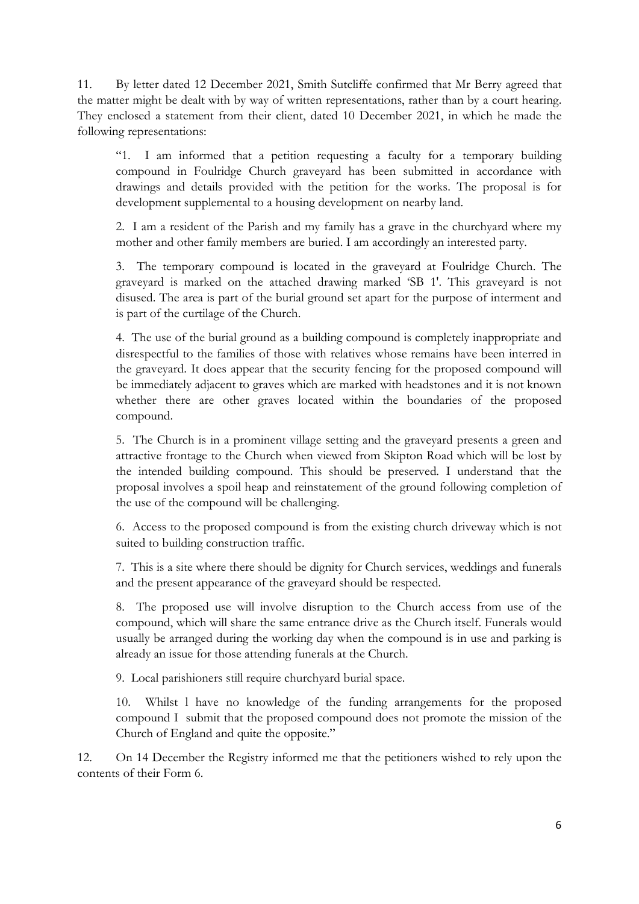11. By letter dated 12 December 2021, Smith Sutcliffe confirmed that Mr Berry agreed that the matter might be dealt with by way of written representations, rather than by a court hearing. They enclosed a statement from their client, dated 10 December 2021, in which he made the following representations:

> "1. I am informed that a petition requesting a faculty for a temporary building compound in Foulridge Church graveyard has been submitted in accordance with drawings and details provided with the petition for the works. The proposal is for development supplemental to a housing development on nearby land.
>
> 2. I am a resident of the Parish and my family has a grave in the churchyard where my mother and other family members are buried. I am accordingly an interested party.
>
> 3. The temporary compound is located in the graveyard at Foulridge Church. The graveyard is marked on the attached drawing marked 'SB 1'. This graveyard is not disused. The area is part of the burial ground set apart for the purpose of interment and is part of the curtilage of the Church.
>
> 4. The use of the burial ground as a building compound is completely inappropriate and disrespectful to the families of those with relatives whose remains have been interred in the graveyard. It does appear that the security fencing for the proposed compound will be immediately adjacent to graves which are marked with headstones and it is not known whether there are other graves located within the boundaries of the proposed compound.
>
> 5. The Church is in a prominent village setting and the graveyard presents a green and attractive frontage to the Church when viewed from Skipton Road which will be lost by the intended building compound. This should be preserved. I understand that the proposal involves a spoil heap and reinstatement of the ground following completion of the use of the compound will be challenging.
>
> 6. Access to the proposed compound is from the existing church driveway which is not suited to building construction traffic.
>
> 7. This is a site where there should be dignity for Church services, weddings and funerals and the present appearance of the graveyard should be respected.
>
> 8. The proposed use will involve disruption to the Church access from use of the compound, which will share the same entrance drive as the Church itself. Funerals would usually be arranged during the working day when the compound is in use and parking is already an issue for those attending funerals at the Church.
>
> 9. Local parishioners still require churchyard burial space.
>
> 10. Whilst I have no knowledge of the funding arrangements for the proposed compound I submit that the proposed compound does not promote the mission of the Church of England and quite the opposite."

12. On 14 December the Registry informed me that the petitioners wished to rely upon the contents of their Form 6.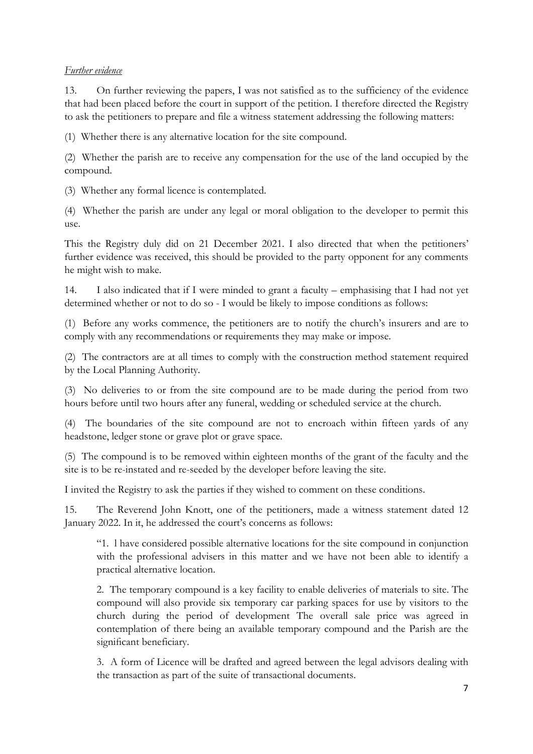*Further evidence*

13. On further reviewing the papers, I was not satisfied as to the sufficiency of the evidence that had been placed before the court in support of the petition. I therefore directed the Registry to ask the petitioners to prepare and file a witness statement addressing the following matters:

(1) Whether there is any alternative location for the site compound.

(2) Whether the parish are to receive any compensation for the use of the land occupied by the compound.

(3) Whether any formal licence is contemplated.

(4) Whether the parish are under any legal or moral obligation to the developer to permit this use.

This the Registry duly did on 21 December 2021. I also directed that when the petitioners' further evidence was received, this should be provided to the party opponent for any comments he might wish to make.

14. I also indicated that if I were minded to grant a faculty – emphasising that I had not yet determined whether or not to do so - I would be likely to impose conditions as follows:

(1) Before any works commence, the petitioners are to notify the church's insurers and are to comply with any recommendations or requirements they may make or impose.

(2) The contractors are at all times to comply with the construction method statement required by the Local Planning Authority.

(3) No deliveries to or from the site compound are to be made during the period from two hours before until two hours after any funeral, wedding or scheduled service at the church.

(4) The boundaries of the site compound are not to encroach within fifteen yards of any headstone, ledger stone or grave plot or grave space.

(5) The compound is to be removed within eighteen months of the grant of the faculty and the site is to be re-instated and re-seeded by the developer before leaving the site.

I invited the Registry to ask the parties if they wished to comment on these conditions.

15. The Reverend John Knott, one of the petitioners, made a witness statement dated 12 January 2022. In it, he addressed the court's concerns as follows:

> "1. l have considered possible alternative locations for the site compound in conjunction with the professional advisers in this matter and we have not been able to identify a practical alternative location.
>
> 2. The temporary compound is a key facility to enable deliveries of materials to site. The compound will also provide six temporary car parking spaces for use by visitors to the church during the period of development The overall sale price was agreed in contemplation of there being an available temporary compound and the Parish are the significant beneficiary.
>
> 3. A form of Licence will be drafted and agreed between the legal advisors dealing with the transaction as part of the suite of transactional documents.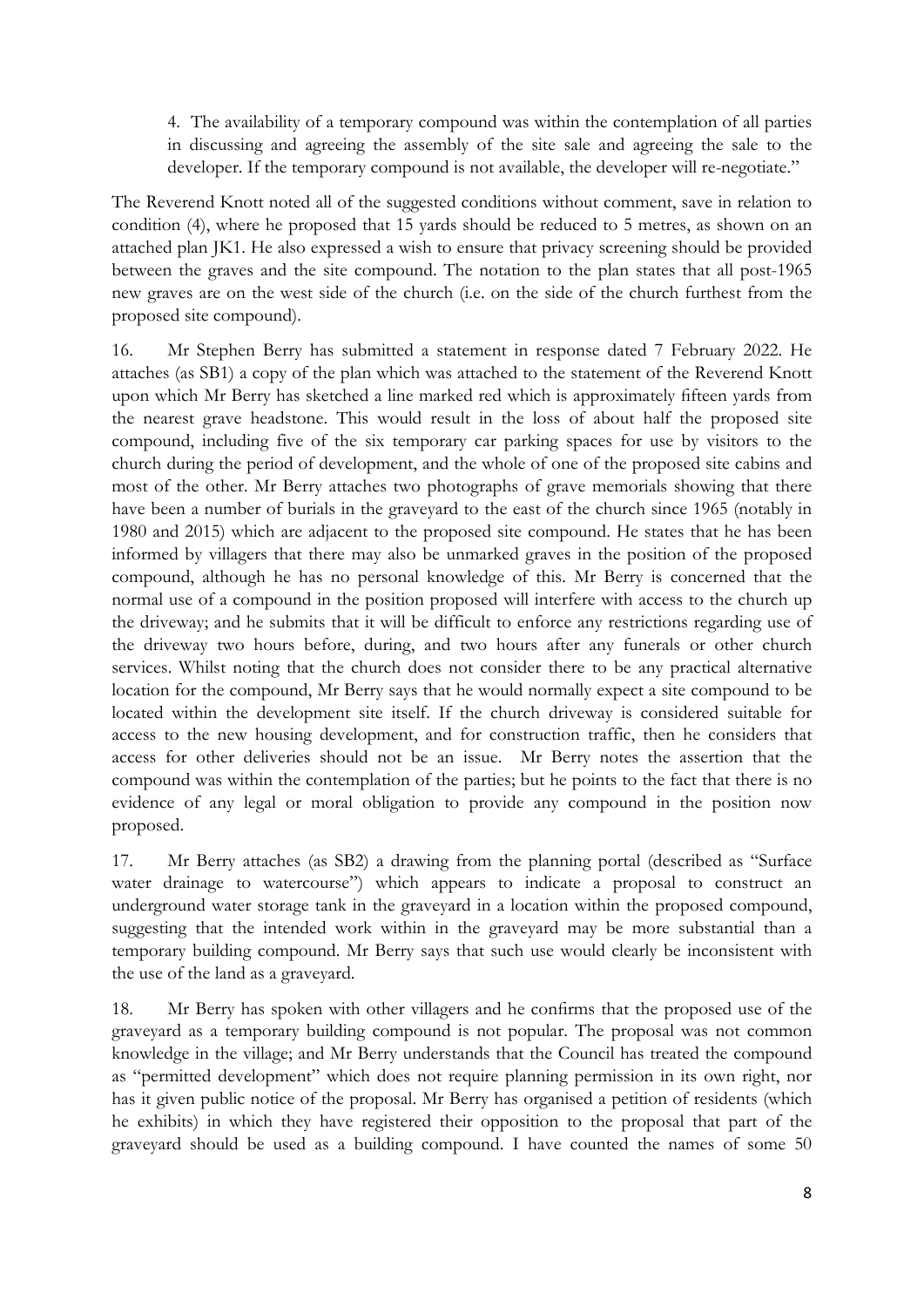> 4. The availability of a temporary compound was within the contemplation of all parties in discussing and agreeing the assembly of the site sale and agreeing the sale to the developer. If the temporary compound is not available, the developer will re-negotiate."

The Reverend Knott noted all of the suggested conditions without comment, save in relation to condition (4), where he proposed that 15 yards should be reduced to 5 metres, as shown on an attached plan JK1. He also expressed a wish to ensure that privacy screening should be provided between the graves and the site compound. The notation to the plan states that all post-1965 new graves are on the west side of the church (i.e. on the side of the church furthest from the proposed site compound).

16. Mr Stephen Berry has submitted a statement in response dated 7 February 2022. He attaches (as SB1) a copy of the plan which was attached to the statement of the Reverend Knott upon which Mr Berry has sketched a line marked red which is approximately fifteen yards from the nearest grave headstone. This would result in the loss of about half the proposed site compound, including five of the six temporary car parking spaces for use by visitors to the church during the period of development, and the whole of one of the proposed site cabins and most of the other. Mr Berry attaches two photographs of grave memorials showing that there have been a number of burials in the graveyard to the east of the church since 1965 (notably in 1980 and 2015) which are adjacent to the proposed site compound. He states that he has been informed by villagers that there may also be unmarked graves in the position of the proposed compound, although he has no personal knowledge of this. Mr Berry is concerned that the normal use of a compound in the position proposed will interfere with access to the church up the driveway; and he submits that it will be difficult to enforce any restrictions regarding use of the driveway two hours before, during, and two hours after any funerals or other church services. Whilst noting that the church does not consider there to be any practical alternative location for the compound, Mr Berry says that he would normally expect a site compound to be located within the development site itself. If the church driveway is considered suitable for access to the new housing development, and for construction traffic, then he considers that access for other deliveries should not be an issue. Mr Berry notes the assertion that the compound was within the contemplation of the parties; but he points to the fact that there is no evidence of any legal or moral obligation to provide any compound in the position now proposed.

17. Mr Berry attaches (as SB2) a drawing from the planning portal (described as "Surface water drainage to watercourse") which appears to indicate a proposal to construct an underground water storage tank in the graveyard in a location within the proposed compound, suggesting that the intended work within in the graveyard may be more substantial than a temporary building compound. Mr Berry says that such use would clearly be inconsistent with the use of the land as a graveyard.

18. Mr Berry has spoken with other villagers and he confirms that the proposed use of the graveyard as a temporary building compound is not popular. The proposal was not common knowledge in the village; and Mr Berry understands that the Council has treated the compound as "permitted development" which does not require planning permission in its own right, nor has it given public notice of the proposal. Mr Berry has organised a petition of residents (which he exhibits) in which they have registered their opposition to the proposal that part of the graveyard should be used as a building compound. I have counted the names of some 50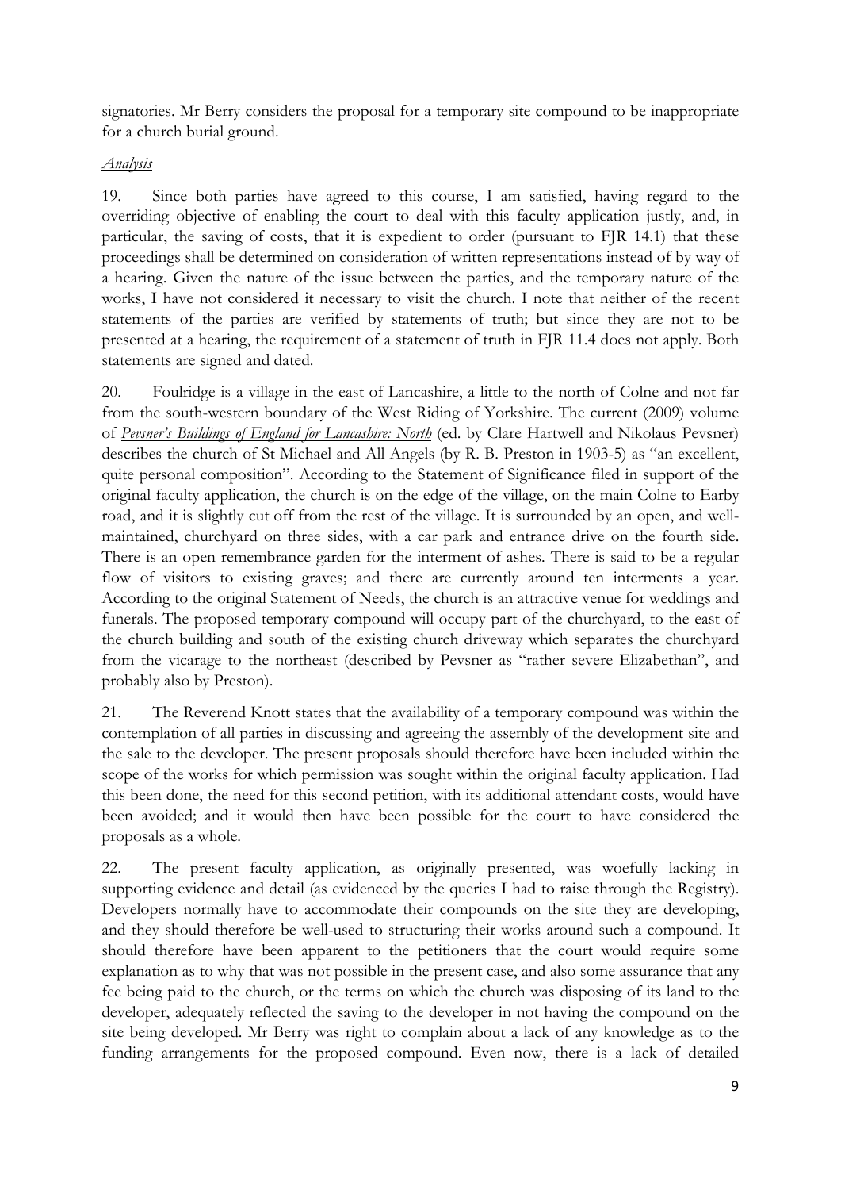signatories. Mr Berry considers the proposal for a temporary site compound to be inappropriate for a church burial ground.

*Analysis*

19. Since both parties have agreed to this course, I am satisfied, having regard to the overriding objective of enabling the court to deal with this faculty application justly, and, in particular, the saving of costs, that it is expedient to order (pursuant to FJR 14.1) that these proceedings shall be determined on consideration of written representations instead of by way of a hearing. Given the nature of the issue between the parties, and the temporary nature of the works, I have not considered it necessary to visit the church. I note that neither of the recent statements of the parties are verified by statements of truth; but since they are not to be presented at a hearing, the requirement of a statement of truth in FJR 11.4 does not apply. Both statements are signed and dated.

20. Foulridge is a village in the east of Lancashire, a little to the north of Colne and not far from the south-western boundary of the West Riding of Yorkshire. The current (2009) volume of *Pevsner's Buildings of England for Lancashire: North* (ed. by Clare Hartwell and Nikolaus Pevsner) describes the church of St Michael and All Angels (by R. B. Preston in 1903-5) as "an excellent, quite personal composition". According to the Statement of Significance filed in support of the original faculty application, the church is on the edge of the village, on the main Colne to Earby road, and it is slightly cut off from the rest of the village. It is surrounded by an open, and well-maintained, churchyard on three sides, with a car park and entrance drive on the fourth side. There is an open remembrance garden for the interment of ashes. There is said to be a regular flow of visitors to existing graves; and there are currently around ten interments a year. According to the original Statement of Needs, the church is an attractive venue for weddings and funerals. The proposed temporary compound will occupy part of the churchyard, to the east of the church building and south of the existing church driveway which separates the churchyard from the vicarage to the northeast (described by Pevsner as "rather severe Elizabethan", and probably also by Preston).

21. The Reverend Knott states that the availability of a temporary compound was within the contemplation of all parties in discussing and agreeing the assembly of the development site and the sale to the developer. The present proposals should therefore have been included within the scope of the works for which permission was sought within the original faculty application. Had this been done, the need for this second petition, with its additional attendant costs, would have been avoided; and it would then have been possible for the court to have considered the proposals as a whole.

22. The present faculty application, as originally presented, was woefully lacking in supporting evidence and detail (as evidenced by the queries I had to raise through the Registry). Developers normally have to accommodate their compounds on the site they are developing, and they should therefore be well-used to structuring their works around such a compound. It should therefore have been apparent to the petitioners that the court would require some explanation as to why that was not possible in the present case, and also some assurance that any fee being paid to the church, or the terms on which the church was disposing of its land to the developer, adequately reflected the saving to the developer in not having the compound on the site being developed. Mr Berry was right to complain about a lack of any knowledge as to the funding arrangements for the proposed compound. Even now, there is a lack of detailed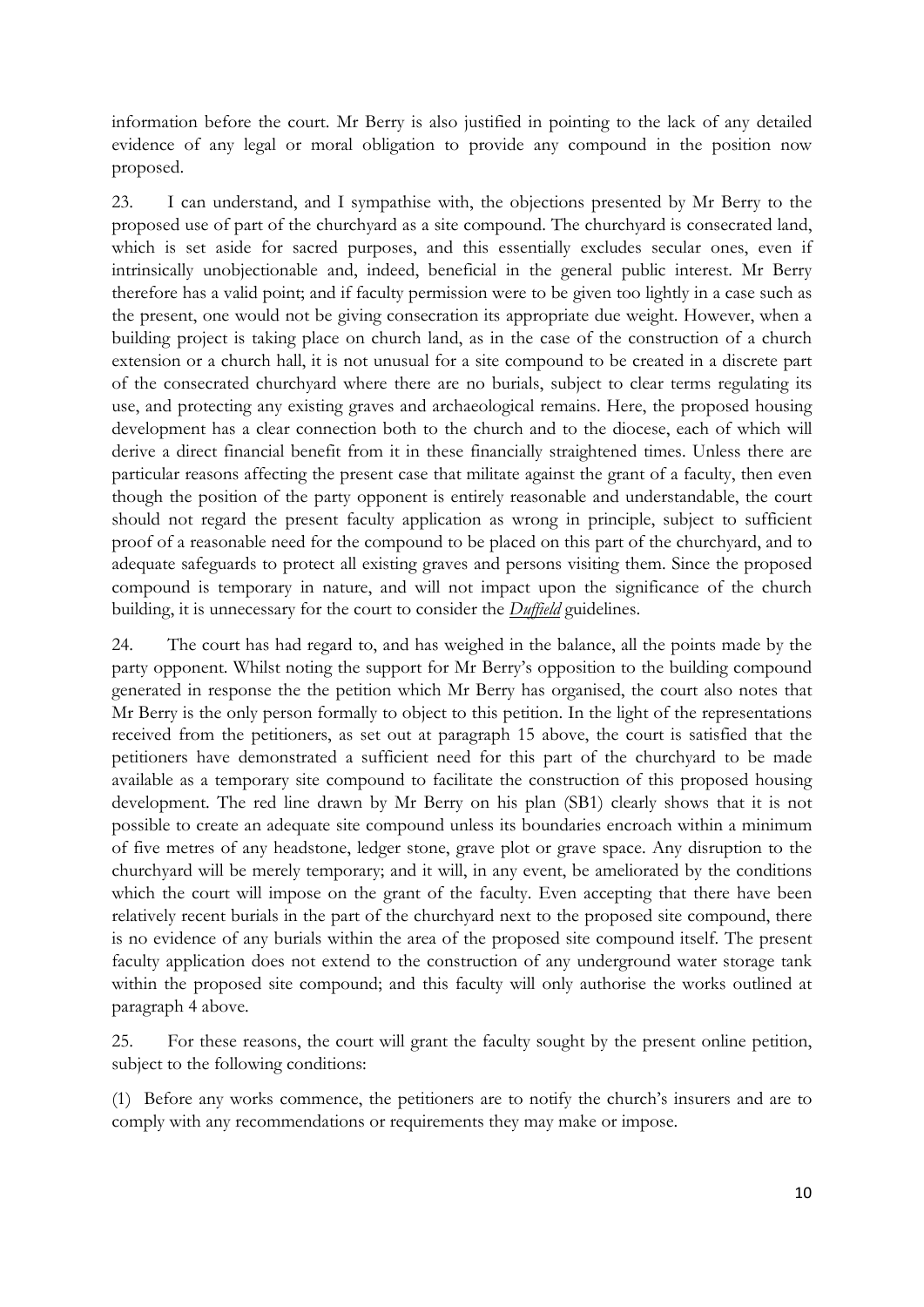information before the court. Mr Berry is also justified in pointing to the lack of any detailed evidence of any legal or moral obligation to provide any compound in the position now proposed.

23. I can understand, and I sympathise with, the objections presented by Mr Berry to the proposed use of part of the churchyard as a site compound. The churchyard is consecrated land, which is set aside for sacred purposes, and this essentially excludes secular ones, even if intrinsically unobjectionable and, indeed, beneficial in the general public interest. Mr Berry therefore has a valid point; and if faculty permission were to be given too lightly in a case such as the present, one would not be giving consecration its appropriate due weight. However, when a building project is taking place on church land, as in the case of the construction of a church extension or a church hall, it is not unusual for a site compound to be created in a discrete part of the consecrated churchyard where there are no burials, subject to clear terms regulating its use, and protecting any existing graves and archaeological remains. Here, the proposed housing development has a clear connection both to the church and to the diocese, each of which will derive a direct financial benefit from it in these financially straightened times. Unless there are particular reasons affecting the present case that militate against the grant of a faculty, then even though the position of the party opponent is entirely reasonable and understandable, the court should not regard the present faculty application as wrong in principle, subject to sufficient proof of a reasonable need for the compound to be placed on this part of the churchyard, and to adequate safeguards to protect all existing graves and persons visiting them. Since the proposed compound is temporary in nature, and will not impact upon the significance of the church building, it is unnecessary for the court to consider the *Duffield* guidelines.

24. The court has had regard to, and has weighed in the balance, all the points made by the party opponent. Whilst noting the support for Mr Berry's opposition to the building compound generated in response the the petition which Mr Berry has organised, the court also notes that Mr Berry is the only person formally to object to this petition. In the light of the representations received from the petitioners, as set out at paragraph 15 above, the court is satisfied that the petitioners have demonstrated a sufficient need for this part of the churchyard to be made available as a temporary site compound to facilitate the construction of this proposed housing development. The red line drawn by Mr Berry on his plan (SB1) clearly shows that it is not possible to create an adequate site compound unless its boundaries encroach within a minimum of five metres of any headstone, ledger stone, grave plot or grave space. Any disruption to the churchyard will be merely temporary; and it will, in any event, be ameliorated by the conditions which the court will impose on the grant of the faculty. Even accepting that there have been relatively recent burials in the part of the churchyard next to the proposed site compound, there is no evidence of any burials within the area of the proposed site compound itself. The present faculty application does not extend to the construction of any underground water storage tank within the proposed site compound; and this faculty will only authorise the works outlined at paragraph 4 above.

25. For these reasons, the court will grant the faculty sought by the present online petition, subject to the following conditions:

(1) Before any works commence, the petitioners are to notify the church's insurers and are to comply with any recommendations or requirements they may make or impose.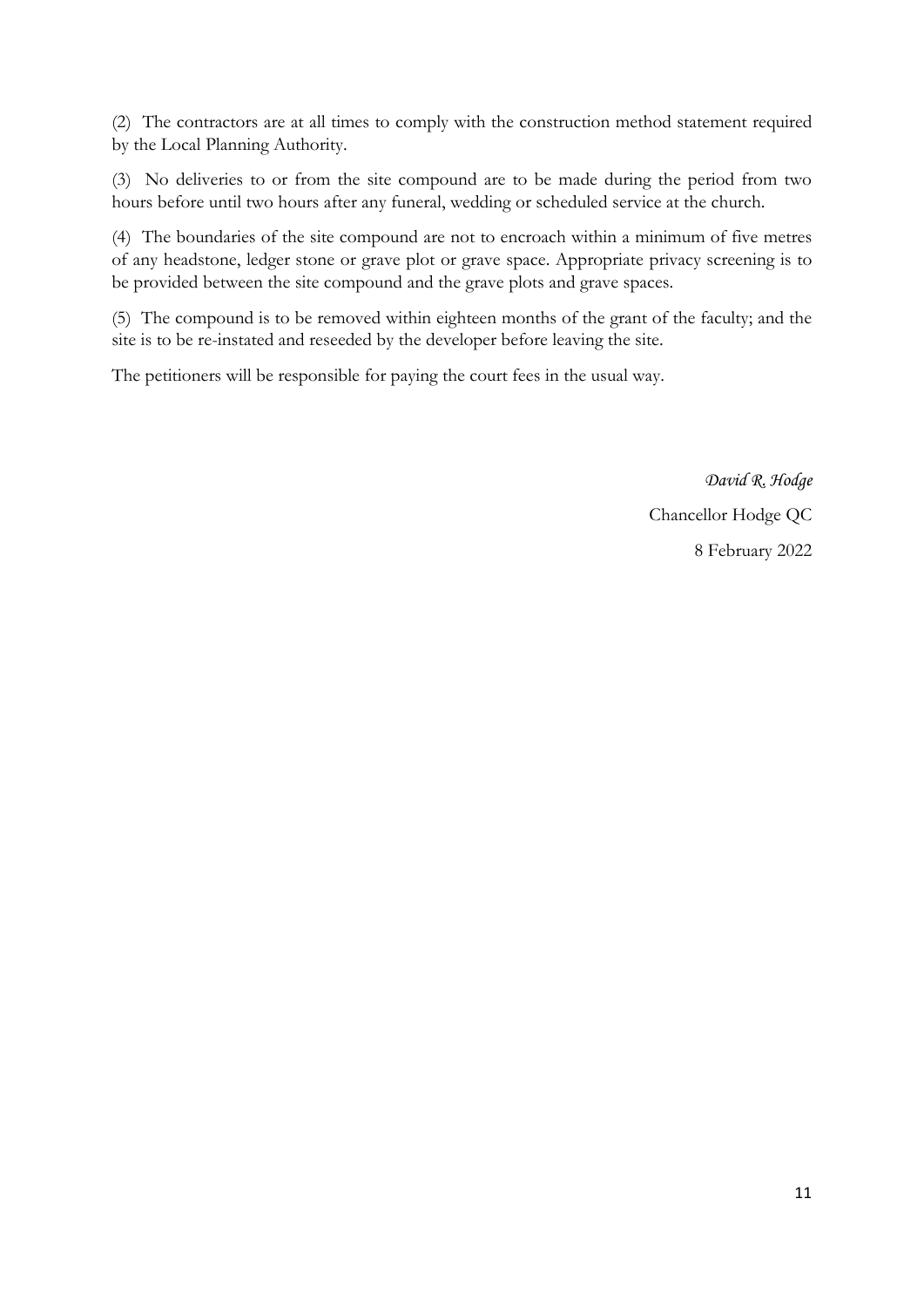(2) The contractors are at all times to comply with the construction method statement required by the Local Planning Authority.

(3) No deliveries to or from the site compound are to be made during the period from two hours before until two hours after any funeral, wedding or scheduled service at the church.

(4) The boundaries of the site compound are not to encroach within a minimum of five metres of any headstone, ledger stone or grave plot or grave space. Appropriate privacy screening is to be provided between the site compound and the grave plots and grave spaces.

(5) The compound is to be removed within eighteen months of the grant of the faculty; and the site is to be re-instated and reseeded by the developer before leaving the site.

The petitioners will be responsible for paying the court fees in the usual way.

*David R. Hodge*

Chancellor Hodge QC

8 February 2022